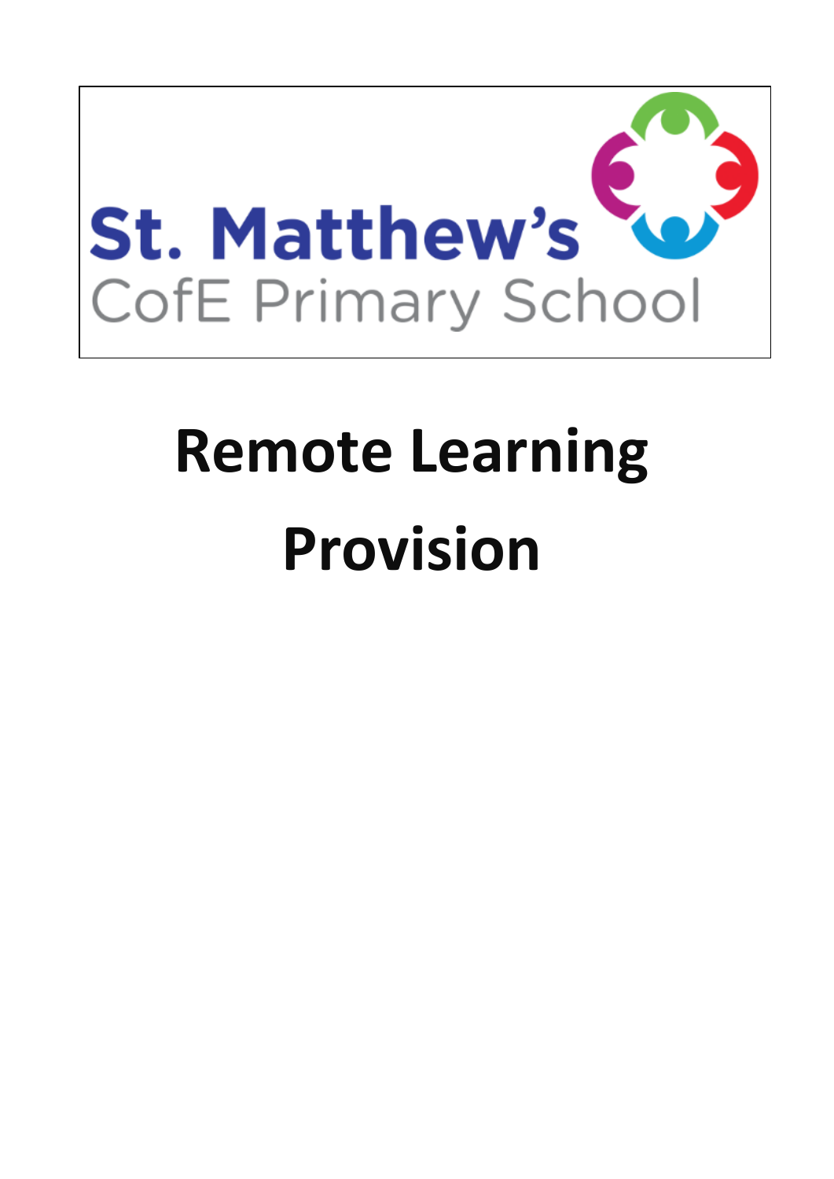St. Matthew's
CofE Primary School

# Remote Learning Provision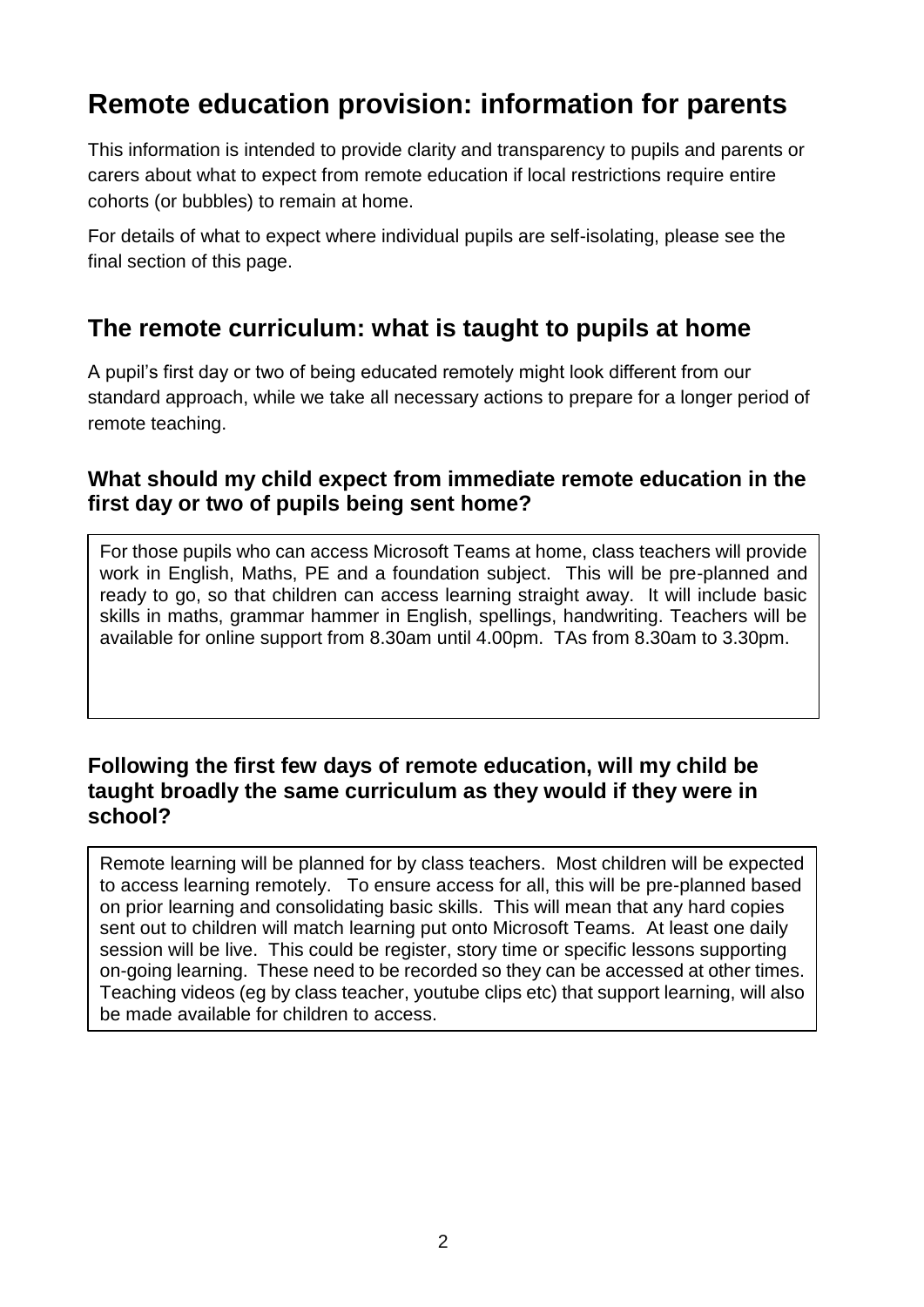# Remote education provision: information for parents

This information is intended to provide clarity and transparency to pupils and parents or carers about what to expect from remote education if local restrictions require entire cohorts (or bubbles) to remain at home.

For details of what to expect where individual pupils are self-isolating, please see the final section of this page.

## The remote curriculum: what is taught to pupils at home

A pupil's first day or two of being educated remotely might look different from our standard approach, while we take all necessary actions to prepare for a longer period of remote teaching.

### What should my child expect from immediate remote education in the first day or two of pupils being sent home?

For those pupils who can access Microsoft Teams at home, class teachers will provide work in English, Maths, PE and a foundation subject. This will be pre-planned and ready to go, so that children can access learning straight away. It will include basic skills in maths, grammar hammer in English, spellings, handwriting. Teachers will be available for online support from 8.30am until 4.00pm. TAs from 8.30am to 3.30pm.

### Following the first few days of remote education, will my child be taught broadly the same curriculum as they would if they were in school?

Remote learning will be planned for by class teachers. Most children will be expected to access learning remotely. To ensure access for all, this will be pre-planned based on prior learning and consolidating basic skills. This will mean that any hard copies sent out to children will match learning put onto Microsoft Teams. At least one daily session will be live. This could be register, story time or specific lessons supporting on-going learning. These need to be recorded so they can be accessed at other times. Teaching videos (eg by class teacher, youtube clips etc) that support learning, will also be made available for children to access.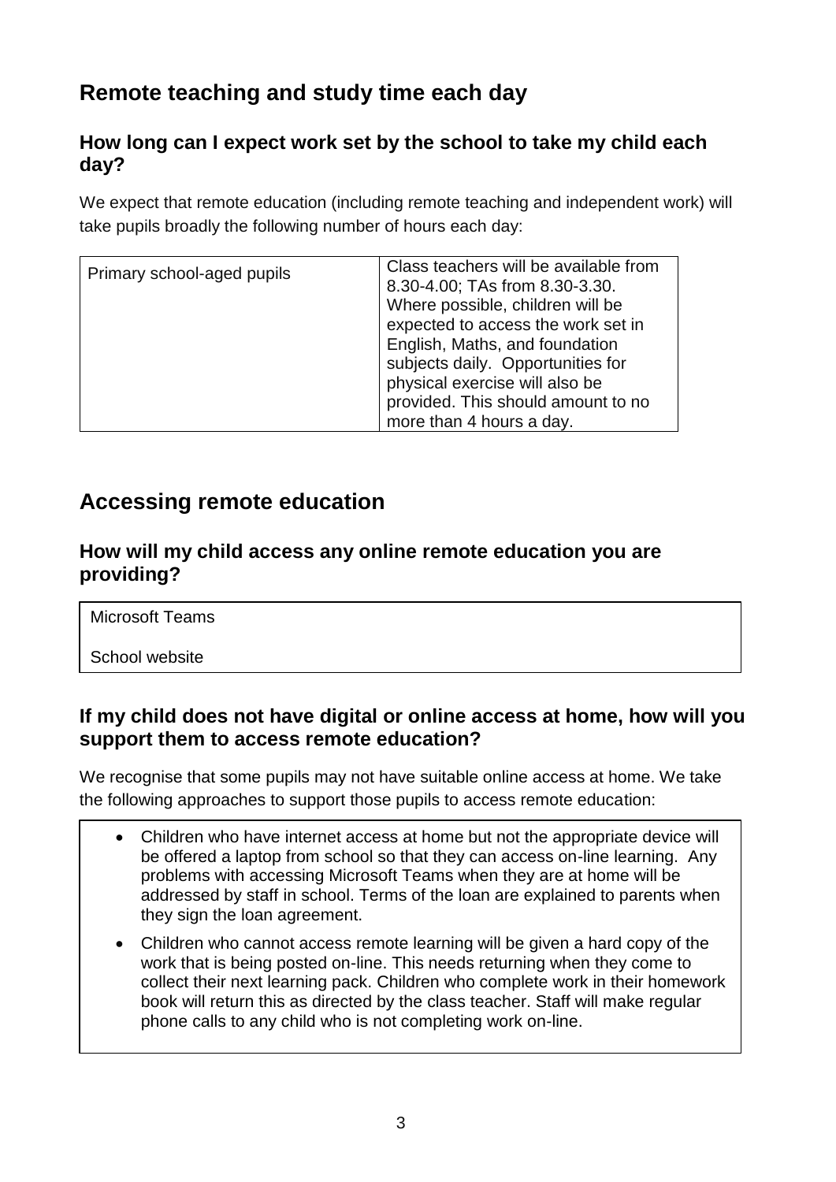## Remote teaching and study time each day

### How long can I expect work set by the school to take my child each day?

We expect that remote education (including remote teaching and independent work) will take pupils broadly the following number of hours each day:

| Primary school-aged pupils | Class teachers will be available from 8.30-4.00; TAs from 8.30-3.30. Where possible, children will be expected to access the work set in English, Maths, and foundation subjects daily. Opportunities for physical exercise will also be provided. This should amount to no more than 4 hours a day. |
|---|---|

## Accessing remote education

### How will my child access any online remote education you are providing?

Microsoft Teams

School website

### If my child does not have digital or online access at home, how will you support them to access remote education?

We recognise that some pupils may not have suitable online access at home. We take the following approaches to support those pupils to access remote education:

- Children who have internet access at home but not the appropriate device will be offered a laptop from school so that they can access on-line learning. Any problems with accessing Microsoft Teams when they are at home will be addressed by staff in school. Terms of the loan are explained to parents when they sign the loan agreement.
- Children who cannot access remote learning will be given a hard copy of the work that is being posted on-line. This needs returning when they come to collect their next learning pack. Children who complete work in their homework book will return this as directed by the class teacher. Staff will make regular phone calls to any child who is not completing work on-line.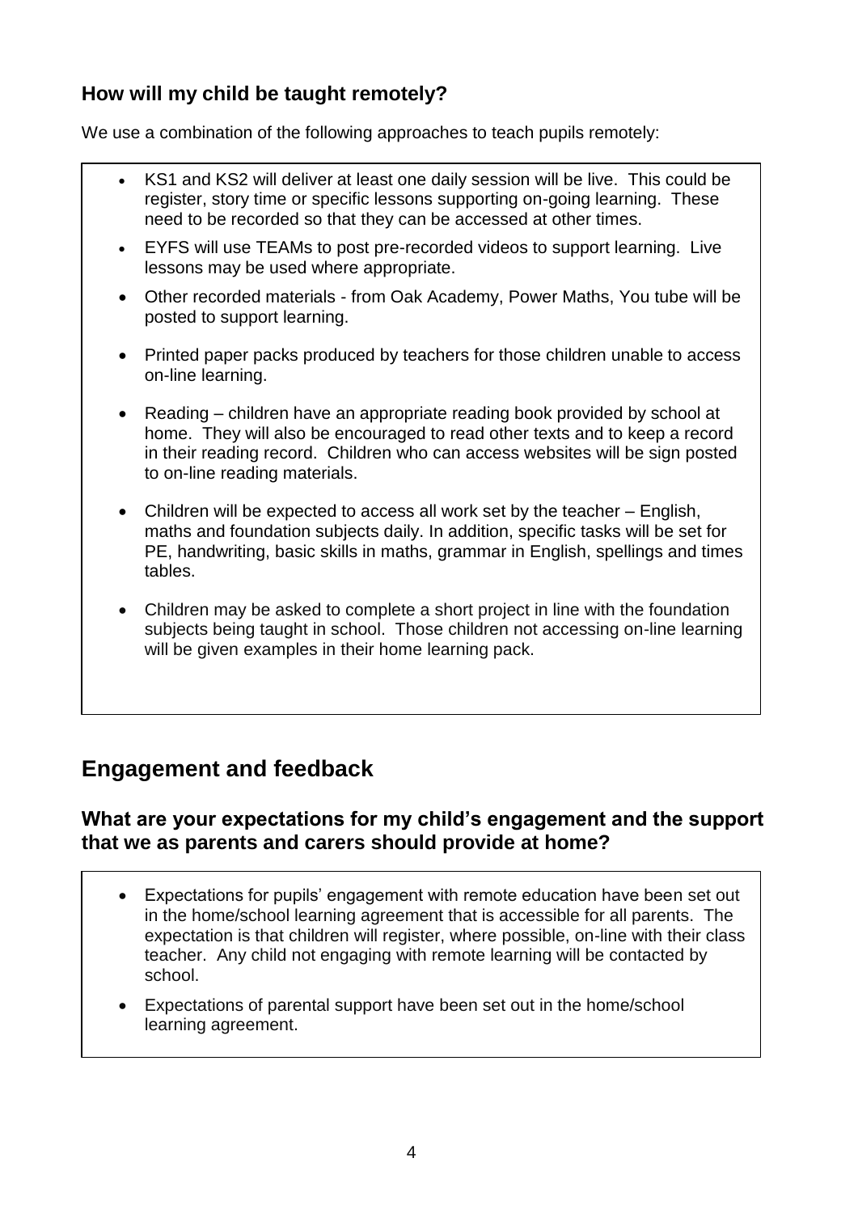### How will my child be taught remotely?

We use a combination of the following approaches to teach pupils remotely:

- KS1 and KS2 will deliver at least one daily session will be live. This could be register, story time or specific lessons supporting on-going learning. These need to be recorded so that they can be accessed at other times.
- EYFS will use TEAMs to post pre-recorded videos to support learning. Live lessons may be used where appropriate.
- Other recorded materials - from Oak Academy, Power Maths, You tube will be posted to support learning.
- Printed paper packs produced by teachers for those children unable to access on-line learning.
- Reading – children have an appropriate reading book provided by school at home. They will also be encouraged to read other texts and to keep a record in their reading record. Children who can access websites will be sign posted to on-line reading materials.
- Children will be expected to access all work set by the teacher – English, maths and foundation subjects daily. In addition, specific tasks will be set for PE, handwriting, basic skills in maths, grammar in English, spellings and times tables.
- Children may be asked to complete a short project in line with the foundation subjects being taught in school. Those children not accessing on-line learning will be given examples in their home learning pack.

## Engagement and feedback

### What are your expectations for my child's engagement and the support that we as parents and carers should provide at home?

- Expectations for pupils' engagement with remote education have been set out in the home/school learning agreement that is accessible for all parents. The expectation is that children will register, where possible, on-line with their class teacher. Any child not engaging with remote learning will be contacted by school.
- Expectations of parental support have been set out in the home/school learning agreement.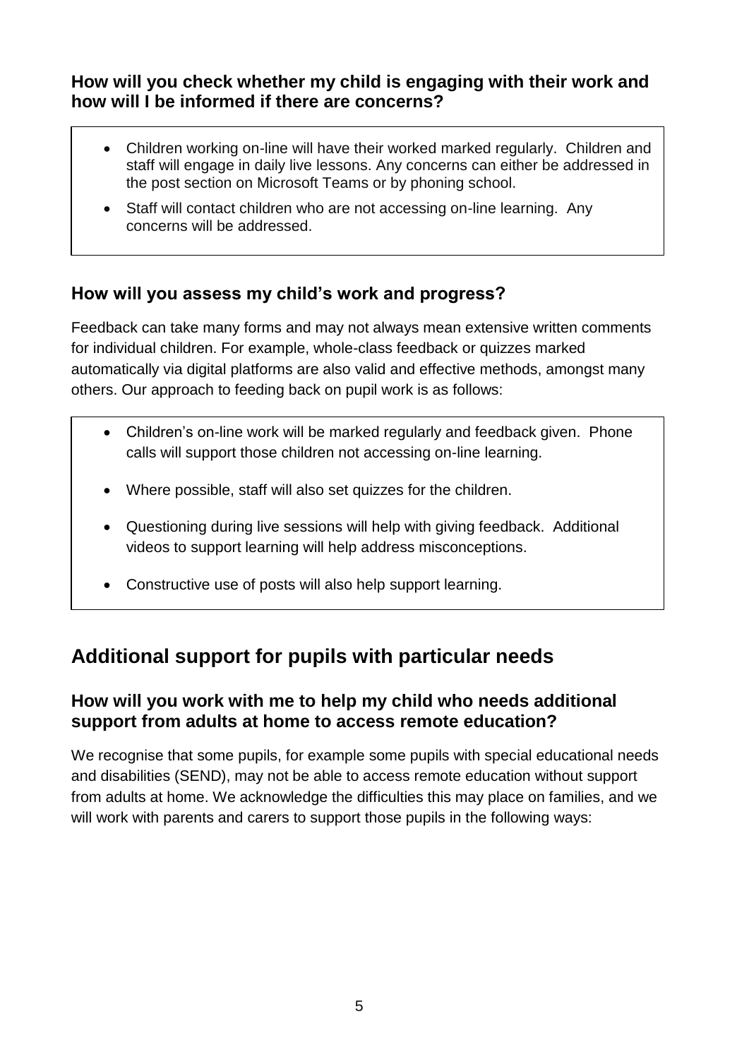### How will you check whether my child is engaging with their work and how will I be informed if there are concerns?

- Children working on-line will have their worked marked regularly. Children and staff will engage in daily live lessons. Any concerns can either be addressed in the post section on Microsoft Teams or by phoning school.
- Staff will contact children who are not accessing on-line learning. Any concerns will be addressed.

### How will you assess my child's work and progress?

Feedback can take many forms and may not always mean extensive written comments for individual children. For example, whole-class feedback or quizzes marked automatically via digital platforms are also valid and effective methods, amongst many others. Our approach to feeding back on pupil work is as follows:

- Children's on-line work will be marked regularly and feedback given. Phone calls will support those children not accessing on-line learning.
- Where possible, staff will also set quizzes for the children.
- Questioning during live sessions will help with giving feedback. Additional videos to support learning will help address misconceptions.
- Constructive use of posts will also help support learning.

## Additional support for pupils with particular needs

### How will you work with me to help my child who needs additional support from adults at home to access remote education?

We recognise that some pupils, for example some pupils with special educational needs and disabilities (SEND), may not be able to access remote education without support from adults at home. We acknowledge the difficulties this may place on families, and we will work with parents and carers to support those pupils in the following ways: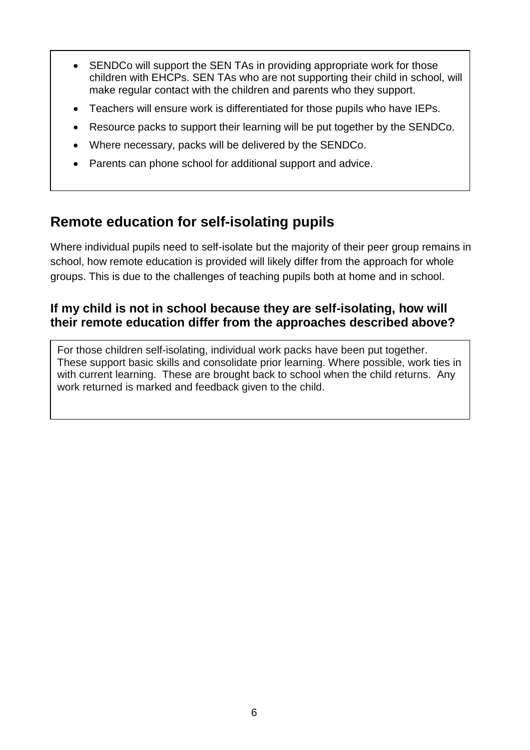- SENDCo will support the SEN TAs in providing appropriate work for those children with EHCPs. SEN TAs who are not supporting their child in school, will make regular contact with the children and parents who they support.
- Teachers will ensure work is differentiated for those pupils who have IEPs.
- Resource packs to support their learning will be put together by the SENDCo.
- Where necessary, packs will be delivered by the SENDCo.
- Parents can phone school for additional support and advice.

## Remote education for self-isolating pupils

Where individual pupils need to self-isolate but the majority of their peer group remains in school, how remote education is provided will likely differ from the approach for whole groups. This is due to the challenges of teaching pupils both at home and in school.

### If my child is not in school because they are self-isolating, how will their remote education differ from the approaches described above?

For those children self-isolating, individual work packs have been put together. These support basic skills and consolidate prior learning. Where possible, work ties in with current learning. These are brought back to school when the child returns. Any work returned is marked and feedback given to the child.